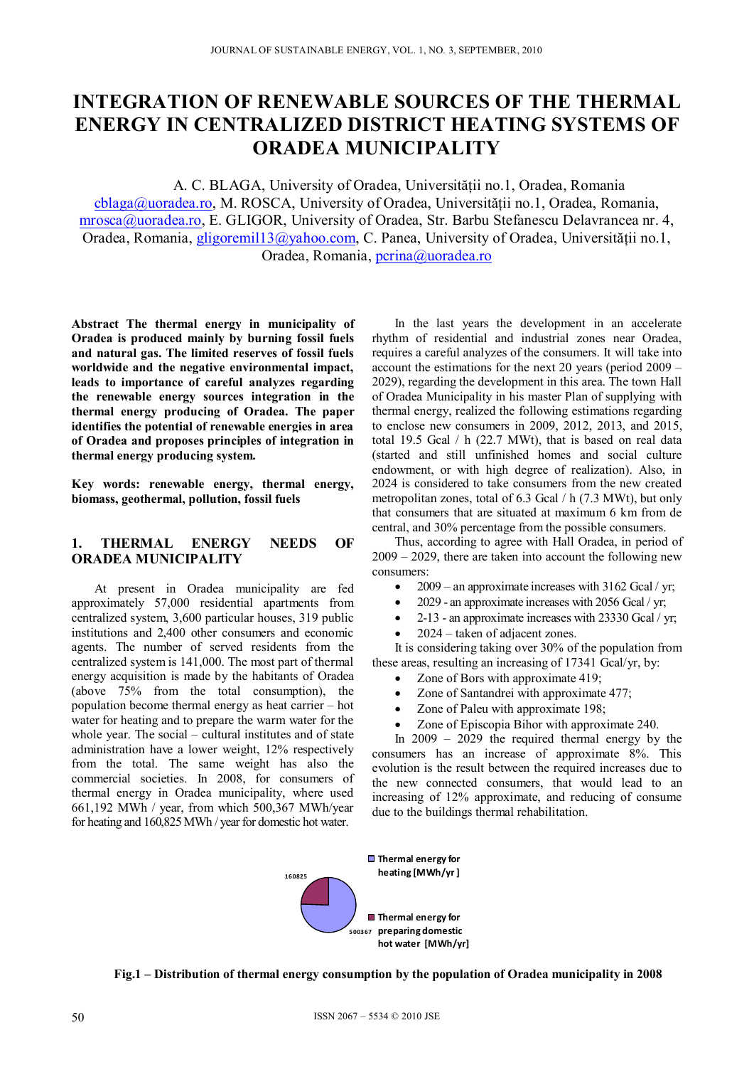# INTEGRATION OF RENEWABLE SOURCES OF THE THERMAL ENERGY IN CENTRALIZED DISTRICT HEATING SYSTEMS OF ORADEA MUNICIPALITY

A. C. BLAGA, University of Oradea, Universității no.1, Oradea, Romania cblaga@uoradea.ro, M. ROSCA, University of Oradea, Universității no.1, Oradea, Romania, mrosca@uoradea.ro, E. GLIGOR, University of Oradea, Str. Barbu Stefanescu Delavrancea nr. 4, Oradea, Romania, gligoremil13@yahoo.com, C. Panea, University of Oradea, Universității no.1, Oradea, Romania, pcrina@uoradea.ro

**Abstract The thermal energy in municipality of Oradea is produced mainly by burning fossil fuels and natural gas. The limited reserves of fossil fuels worldwide and the negative environmental impact, leads to importance of careful analyzes regarding the renewable energy sources integration in the thermal energy producing of Oradea. The paper identifies the potential of renewable energies in area of Oradea and proposes principles of integration in thermal energy producing system.**

**Key words: renewable energy, thermal energy, biomass, geothermal, pollution, fossil fuels**

## 1. THERMAL ENERGY NEEDS OF ORADEA MUNICIPALITY

At present in Oradea municipality are fed approximately 57,000 residential apartments from centralized system, 3,600 particular houses, 319 public institutions and 2,400 other consumers and economic agents. The number of served residents from the centralized system is 141,000. The most part of thermal energy acquisition is made by the habitants of Oradea (above 75% from the total consumption), the population become thermal energy as heat carrier – hot water for heating and to prepare the warm water for the whole year. The social – cultural institutes and of state administration have a lower weight, 12% respectively from the total. The same weight has also the commercial societies. In 2008, for consumers of thermal energy in Oradea municipality, where used 661,192 MWh / year, from which 500,367 MWh/year for heating and 160,825 MWh / year for domestic hot water.

In the last years the development in an accelerate rhythm of residential and industrial zones near Oradea, requires a careful analyzes of the consumers. It will take into account the estimations for the next 20 years (period 2009 – 2029), regarding the development in this area. The town Hall of Oradea Municipality in his master Plan of supplying with thermal energy, realized the following estimations regarding to enclose new consumers in 2009, 2012, 2013, and 2015, total 19.5 Gcal / h (22.7 MWt), that is based on real data (started and still unfinished homes and social culture endowment, or with high degree of realization). Also, in 2024 is considered to take consumers from the new created metropolitan zones, total of 6.3 Gcal / h (7.3 MWt), but only that consumers that are situated at maximum 6 km from de central, and 30% percentage from the possible consumers.

Thus, according to agree with Hall Oradea, in period of 2009 – 2029, there are taken into account the following new consumers:

- 2009 – an approximate increases with 3162 Gcal / yr;
- 2029 - an approximate increases with 2056 Gcal / yr;
- 2-13 - an approximate increases with 23330 Gcal / yr;
- 2024 – taken of adjacent zones.

It is considering taking over 30% of the population from these areas, resulting an increasing of 17341 Gcal/yr, by:

- Zone of Bors with approximate 419;
- Zone of Santandrei with approximate 477;
- Zone of Paleu with approximate 198;
- Zone of Episcopia Bihor with approximate 240.

In 2009 – 2029 the required thermal energy by the consumers has an increase of approximate 8%. This evolution is the result between the required increases due to the new connected consumers, that would lead to an increasing of 12% approximate, and reducing of consume due to the buildings thermal rehabilitation.

160825

500367

Thermal energy for heating [MWh/yr]

Thermal energy for preparing domestic hot water [MWh/yr]

**Fig.1 – Distribution of thermal energy consumption by the population of Oradea municipality in 2008**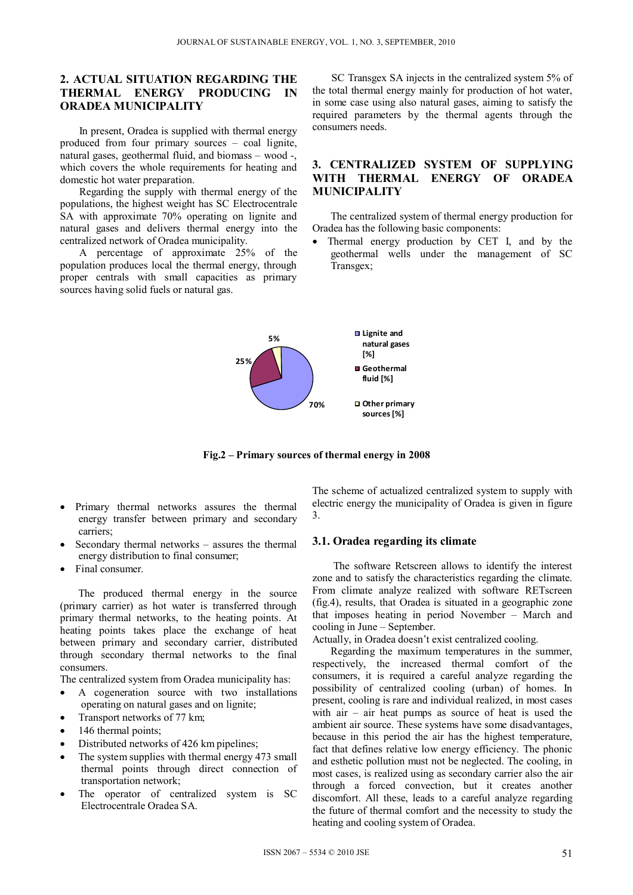## 2. ACTUAL SITUATION REGARDING THE THERMAL ENERGY PRODUCING IN ORADEA MUNICIPALITY

In present, Oradea is supplied with thermal energy produced from four primary sources – coal lignite, natural gases, geothermal fluid, and biomass – wood -, which covers the whole requirements for heating and domestic hot water preparation.

Regarding the supply with thermal energy of the populations, the highest weight has SC Electrocentrale SA with approximate 70% operating on lignite and natural gases and delivers thermal energy into the centralized network of Oradea municipality.

A percentage of approximate 25% of the population produces local the thermal energy, through proper centrals with small capacities as primary sources having solid fuels or natural gas.

SC Transgex SA injects in the centralized system 5% of the total thermal energy mainly for production of hot water, in some case using also natural gases, aiming to satisfy the required parameters by the thermal agents through the consumers needs.

## 3. CENTRALIZED SYSTEM OF SUPPLYING WITH THERMAL ENERGY OF ORADEA MUNICIPALITY

The centralized system of thermal energy production for Oradea has the following basic components:

- Thermal energy production by CET I, and by the geothermal wells under the management of SC Transgex;
- Primary thermal networks assures the thermal energy transfer between primary and secondary carriers;
- Secondary thermal networks – assures the thermal energy distribution to final consumer;
- Final consumer.

**Fig.2 – Primary sources of thermal energy in 2008**

The produced thermal energy in the source (primary carrier) as hot water is transferred through primary thermal networks, to the heating points. At heating points takes place the exchange of heat between primary and secondary carrier, distributed through secondary thermal networks to the final consumers.

The centralized system from Oradea municipality has:

- A cogeneration source with two installations operating on natural gases and on lignite;
- Transport networks of 77 km;
- 146 thermal points;
- Distributed networks of 426 km pipelines;
- The system supplies with thermal energy 473 small thermal points through direct connection of transportation network;
- The operator of centralized system is SC Electrocentrale Oradea SA.

The scheme of actualized centralized system to supply with electric energy the municipality of Oradea is given in figure 3.

### 3.1. Oradea regarding its climate

The software Retscreen allows to identify the interest zone and to satisfy the characteristics regarding the climate. From climate analyze realized with software RETscreen (fig.4), results, that Oradea is situated in a geographic zone that imposes heating in period November – March and cooling in June – September.

Actually, in Oradea doesn't exist centralized cooling.

Regarding the maximum temperatures in the summer, respectively, the increased thermal comfort of the consumers, it is required a careful analyze regarding the possibility of centralized cooling (urban) of homes. In present, cooling is rare and individual realized, in most cases with air – air heat pumps as source of heat is used the ambient air source. These systems have some disadvantages, because in this period the air has the highest temperature, fact that defines relative low energy efficiency. The phonic and esthetic pollution must not be neglected. The cooling, in most cases, is realized using as secondary carrier also the air through a forced convection, but it creates another discomfort. All these, leads to a careful analyze regarding the future of thermal comfort and the necessity to study the heating and cooling system of Oradea.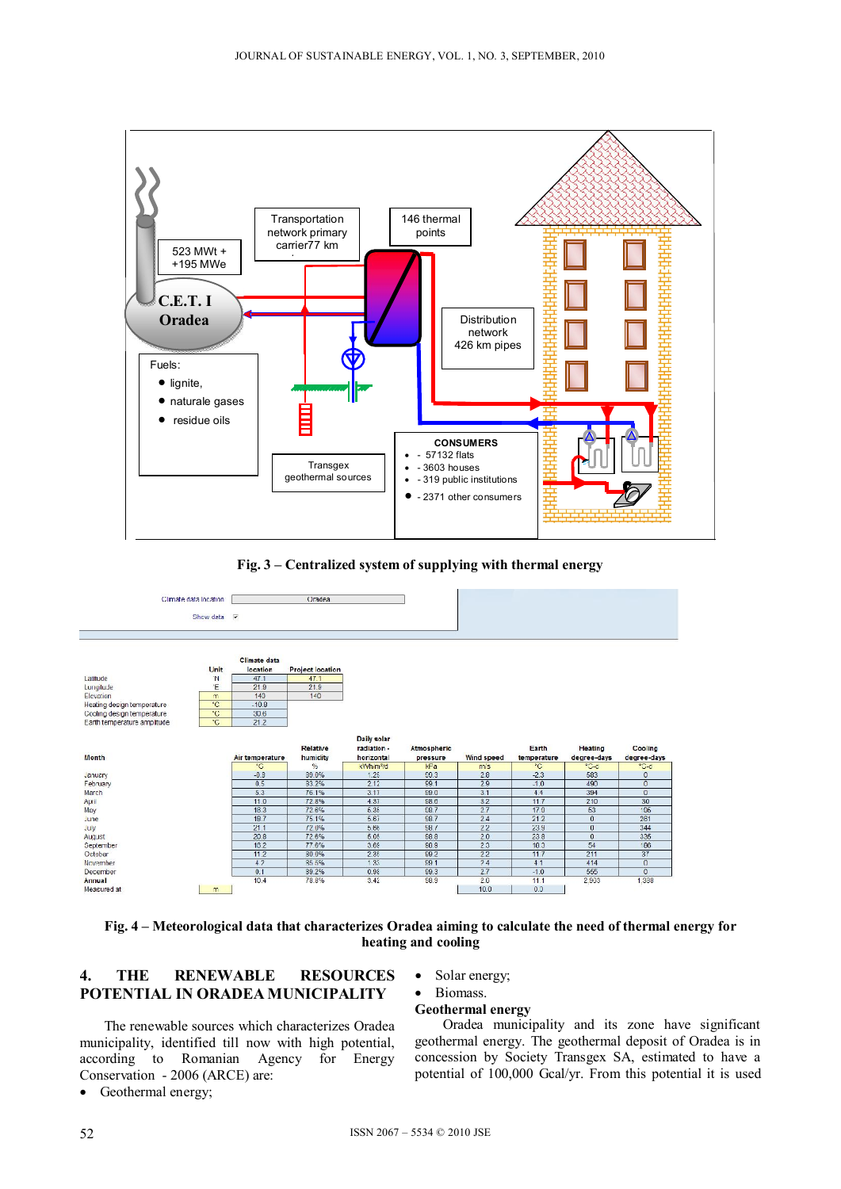Fig. 3 – Centralized system of supplying with thermal energy

| | Unit | Climate data location | Project location |
|---|---|---|---|
| Latitude | °N | 47.1 | 47.1 |
| Longitude | °E | 21.9 | 21.9 |
| Elevation | m | 140 | 140 |
| Heating design temperature | °C | -10.9 | |
| Cooling design temperature | °C | 30.6 | |
| Earth temperature amplitude | °C | 21.2 | |

| Month | Air temperature | Relative humidity | Daily solar radiation - horizontal | Atmospheric pressure | Wind speed | Earth temperature | Heating degree-days | Cooling degree-days |
|---|---|---|---|---|---|---|---|---|
| | °C | % | kWh/m²/d | kPa | m/s | °C | °C-d | °C-d |
| January | -0.9 | 89.0% | 1.25 | 99.3 | 2.8 | -2.3 | 583 | 0 |
| February | 0.5 | 83.2% | 2.12 | 99.1 | 2.9 | -1.0 | 490 | 0 |
| March | 5.3 | 76.1% | 3.11 | 99.0 | 3.1 | 4.4 | 394 | 0 |
| April | 11.0 | 72.8% | 4.37 | 98.6 | 3.2 | 11.7 | 210 | 30 |
| May | 16.3 | 72.6% | 5.38 | 98.7 | 2.7 | 17.0 | 53 | 195 |
| June | 18.7 | 75.1% | 5.67 | 98.7 | 2.4 | 21.2 | 0 | 261 |
| July | 21.1 | 72.0% | 5.86 | 98.7 | 2.2 | 23.9 | 0 | 344 |
| August | 20.8 | 72.6% | 5.05 | 98.8 | 2.0 | 23.8 | 0 | 335 |
| September | 16.2 | 77.6% | 3.69 | 98.9 | 2.3 | 18.3 | 54 | 186 |
| October | 11.2 | 80.0% | 2.38 | 99.2 | 2.2 | 11.7 | 211 | 37 |
| November | 4.2 | 86.5% | 1.33 | 99.1 | 2.4 | 4.1 | 414 | 0 |
| December | 0.1 | 89.2% | 0.98 | 99.3 | 2.7 | -1.0 | 555 | 0 |
| Annual | 10.4 | 78.8% | 3.42 | 98.9 | 2.0 | 11.1 | 2,903 | 1,338 |
| Measured at | m | | | | 10.0 | 0.0 | | |

Fig. 4 – Meteorological data that characterizes Oradea aiming to calculate the need of thermal energy for heating and cooling

## 4. THE RENEWABLE RESOURCES POTENTIAL IN ORADEA MUNICIPALITY

The renewable sources which characterizes Oradea municipality, identified till now with high potential, according to Romanian Agency for Energy Conservation - 2006 (ARCE) are:

- Geothermal energy;
- Solar energy;
- Biomass.

### Geothermal energy

Oradea municipality and its zone have significant geothermal energy. The geothermal deposit of Oradea is in concession by Society Transgex SA, estimated to have a potential of 100,000 Gcal/yr. From this potential it is used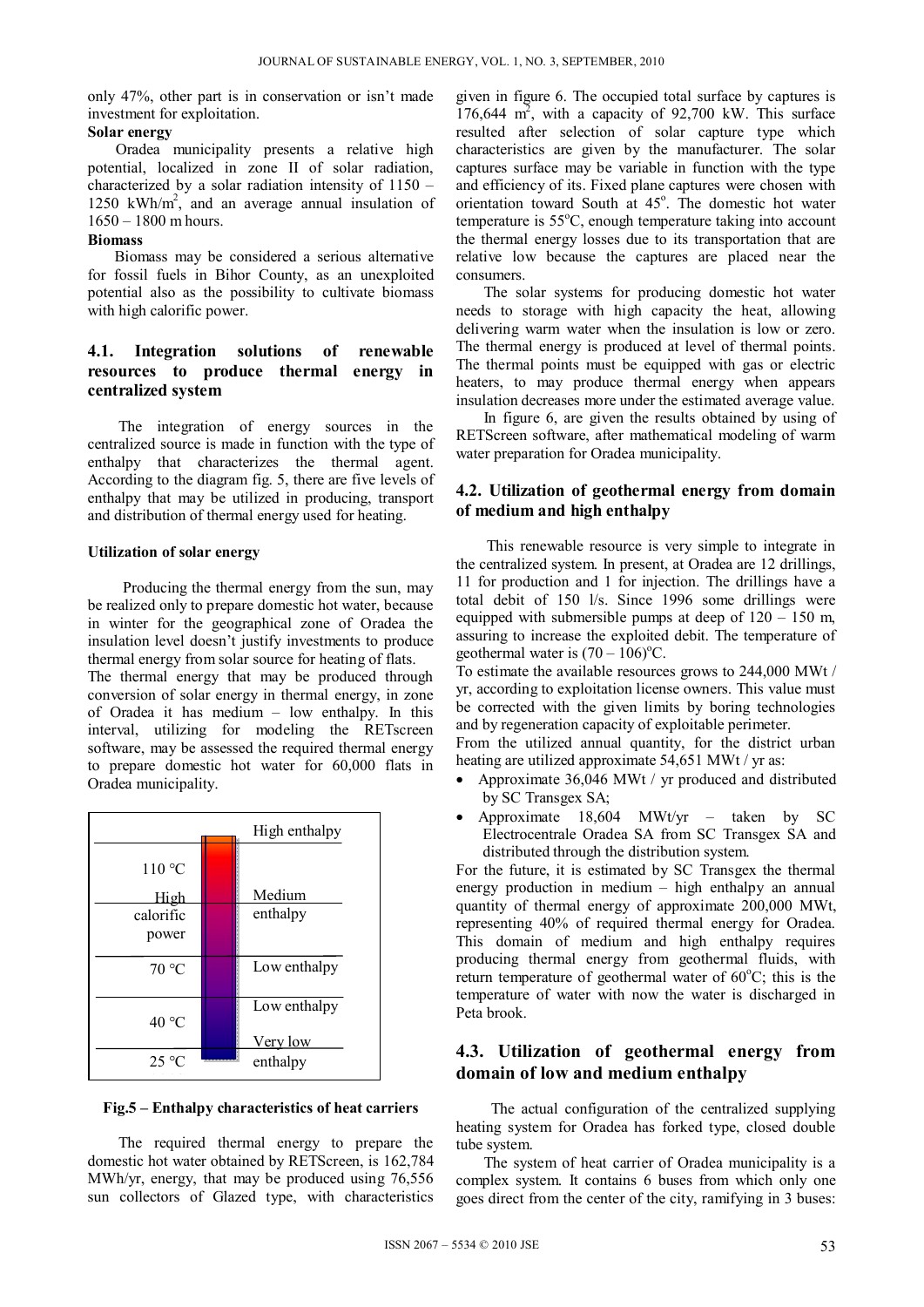only 47%, other part is in conservation or isn't made investment for exploitation.

**Solar energy**

Oradea municipality presents a relative high potential, localized in zone II of solar radiation, characterized by a solar radiation intensity of 1150 – 1250 kWh/m$^2$, and an average annual insulation of 1650 – 1800 m hours.

**Biomass**

Biomass may be considered a serious alternative for fossil fuels in Bihor County, as an unexploited potential also as the possibility to cultivate biomass with high calorific power.

## 4.1. Integration solutions of renewable resources to produce thermal energy in centralized system

The integration of energy sources in the centralized source is made in function with the type of enthalpy that characterizes the thermal agent. According to the diagram fig. 5, there are five levels of enthalpy that may be utilized in producing, transport and distribution of thermal energy used for heating.

**Utilization of solar energy**

Producing the thermal energy from the sun, may be realized only to prepare domestic hot water, because in winter for the geographical zone of Oradea the insulation level doesn't justify investments to produce thermal energy from solar source for heating of flats.

The thermal energy that may be produced through conversion of solar energy in thermal energy, in zone of Oradea it has medium – low enthalpy. In this interval, utilizing for modeling the RETscreen software, may be assessed the required thermal energy to prepare domestic hot water for 60,000 flats in Oradea municipality.

| | High enthalpy |
|---|---|
| 110 °C | |
| High calorific power | Medium enthalpy |
| 70 °C | Low enthalpy |
| 40 °C | Low enthalpy |
| | Very low |
| 25 °C | enthalpy |

**Fig.5 – Enthalpy characteristics of heat carriers**

The required thermal energy to prepare the domestic hot water obtained by RETScreen, is 162,784 MWh/yr, energy, that may be produced using 76,556 sun collectors of Glazed type, with characteristics given in figure 6. The occupied total surface by captures is 176,644 m$^2$, with a capacity of 92,700 kW. This surface resulted after selection of solar capture type which characteristics are given by the manufacturer. The solar captures surface may be variable in function with the type and efficiency of its. Fixed plane captures were chosen with orientation toward South at 45$^o$. The domestic hot water temperature is 55$^o$C, enough temperature taking into account the thermal energy losses due to its transportation that are relative low because the captures are placed near the consumers.

The solar systems for producing domestic hot water needs to storage with high capacity the heat, allowing delivering warm water when the insulation is low or zero. The thermal energy is produced at level of thermal points. The thermal points must be equipped with gas or electric heaters, to may produce thermal energy when appears insulation decreases more under the estimated average value.

In figure 6, are given the results obtained by using of RETScreen software, after mathematical modeling of warm water preparation for Oradea municipality.

## 4.2. Utilization of geothermal energy from domain of medium and high enthalpy

This renewable resource is very simple to integrate in the centralized system. In present, at Oradea are 12 drillings, 11 for production and 1 for injection. The drillings have a total debit of 150 l/s. Since 1996 some drillings were equipped with submersible pumps at deep of 120 – 150 m, assuring to increase the exploited debit. The temperature of geothermal water is (70 – 106)$^o$C.

To estimate the available resources grows to 244,000 MWt / yr, according to exploitation license owners. This value must be corrected with the given limits by boring technologies and by regeneration capacity of exploitable perimeter.

From the utilized annual quantity, for the district urban heating are utilized approximate 54,651 MWt / yr as:

- Approximate 36,046 MWt / yr produced and distributed by SC Transgex SA;
- Approximate 18,604 MWt/yr – taken by SC Electrocentrale Oradea SA from SC Transgex SA and distributed through the distribution system.

For the future, it is estimated by SC Transgex the thermal energy production in medium – high enthalpy an annual quantity of thermal energy of approximate 200,000 MWt, representing 40% of required thermal energy for Oradea. This domain of medium and high enthalpy requires producing thermal energy from geothermal fluids, with return temperature of geothermal water of 60$^o$C; this is the temperature of water with now the water is discharged in Peta brook.

## 4.3. Utilization of geothermal energy from domain of low and medium enthalpy

The actual configuration of the centralized supplying heating system for Oradea has forked type, closed double tube system.

The system of heat carrier of Oradea municipality is a complex system. It contains 6 buses from which only one goes direct from the center of the city, ramifying in 3 buses: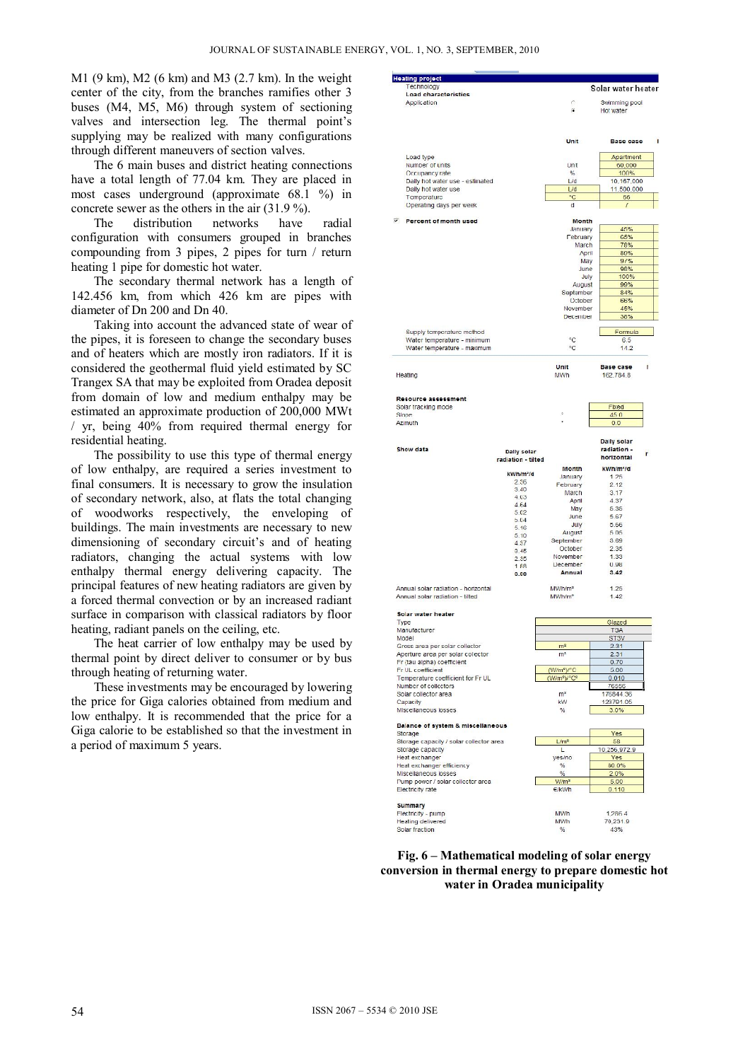M1 (9 km), M2 (6 km) and M3 (2.7 km). In the weight center of the city, from the branches ramifies other 3 buses (M4, M5, M6) through system of sectioning valves and intersection leg. The thermal point's supplying may be realized with many configurations through different maneuvers of section valves.

The 6 main buses and district heating connections have a total length of 77.04 km. They are placed in most cases underground (approximate 68.1 %) in concrete sewer as the others in the air (31.9 %).

The distribution networks have radial configuration with consumers grouped in branches compounding from 3 pipes, 2 pipes for turn / return heating 1 pipe for domestic hot water.

The secondary thermal network has a length of 142.456 km, from which 426 km are pipes with diameter of Dn 200 and Dn 40.

Taking into account the advanced state of wear of the pipes, it is foreseen to change the secondary buses and of heaters which are mostly iron radiators. If it is considered the geothermal fluid yield estimated by SC Trangex SA that may be exploited from Oradea deposit from domain of low and medium enthalpy may be estimated an approximate production of 200,000 MWt / yr, being 40% from required thermal energy for residential heating.

The possibility to use this type of thermal energy of low enthalpy, are required a series investment to final consumers. It is necessary to grow the insulation of secondary network, also, at flats the total changing of woodworks respectively, the enveloping of buildings. The main investments are necessary to new dimensioning of secondary circuit's and of heating radiators, changing the actual systems with low enthalpy thermal energy delivering capacity. The principal features of new heating radiators are given by a forced thermal convection or by an increased radiant surface in comparison with classical radiators by floor heating, radiant panels on the ceiling, etc.

The heat carrier of low enthalpy may be used by thermal point by direct deliver to consumer or by bus through heating of returning water.

These investments may be encouraged by lowering the price for Giga calories obtained from medium and low enthalpy. It is recommended that the price for a Giga calorie to be established so that the investment in a period of maximum 5 years.

**Heating project**

Technology: Solar water heater

Load characteristics

Application: Swimming pool / Hot water (selected)

| | Unit | Base case |
|---|---|---|
| Load type | | Apartment |
| Number of units | Unit | 60,000 |
| Occupancy rate | % | 100% |
| Daily hot water use - estimated | L/d | 10,167,000 |
| Daily hot water use | L/d | 11,500,000 |
| Temperature | °C | 66 |
| Operating days per week | d | 7 |

Percent of month used

| Month | |
|---|---|
| January | 46% |
| February | 65% |
| March | 76% |
| April | 80% |
| May | 97% |
| June | 96% |
| July | 100% |
| August | 99% |
| September | 84% |
| October | 66% |
| November | 45% |
| December | 36% |

| | Unit | |
|---|---|---|
| Supply temperature method | | Formula |
| Water temperature - minimum | °C | 6.5 |
| Water temperature - maximum | °C | 14.2 |

| | Unit | Base case |
|---|---|---|
| Heating | MWh | 162,764.8 |

**Resource assessment**

| | Unit | |
|---|---|---|
| Solar tracking mode | | Fixed |
| Slope | ° | 45.0 |
| Azimuth | ° | 0.0 |

Show data

| Daily solar radiation - tilted kWh/m²/d | Month | Daily solar radiation - horizontal kWh/m²/d |
|---|---|---|
| 2.35 | January | 1.25 |
| 3.40 | February | 2.12 |
| 4.03 | March | 3.17 |
| 4.64 | April | 4.37 |
| 5.02 | May | 5.35 |
| 5.04 | June | 5.67 |
| 5.16 | July | 5.66 |
| 5.10 | August | 5.05 |
| 4.37 | September | 3.69 |
| 3.45 | October | 2.35 |
| 2.35 | November | 1.33 |
| 1.68 | December | 0.98 |
| 0.80 | Annual | 3.42 |

| | Unit | |
|---|---|---|
| Annual solar radiation - horizontal | MWh/m² | 1.25 |
| Annual solar radiation - tilted | MWh/m² | 1.42 |

**Solar water heater**

| | Unit | |
|---|---|---|
| Type | | Glazed |
| Manufacturer | | TSA |
| Model | | ST3V |
| Gross area per solar collector | m² | 2.31 |
| Aperture area per solar collector | m² | 2.31 |
| Fr (tau alpha) coefficient | | 0.70 |
| Fr UL coefficient | (W/m²)/°C | 5.00 |
| Temperature coefficient for Fr UL | (W/m²)/°C² | 0.010 |
| Number of collectors | | 76556 |
| Solar collector area | m² | 176844.36 |
| Capacity | kW | 123791.05 |
| Miscellaneous losses | % | 3.0% |

**Balance of system & miscellaneous**

| | Unit | |
|---|---|---|
| Storage | | Yes |
| Storage capacity / solar collector area | L/m² | 58 |
| Storage capacity | L | 10,256,972.9 |
| Heat exchanger | yes/no | Yes |
| Heat exchanger efficiency | % | 80.0% |
| Miscellaneous losses | % | 2.0% |
| Pump power / solar collector area | W/m² | 5.00 |
| Electricity rate | €/kWh | 0.110 |

**Summary**

| | Unit | |
|---|---|---|
| Electricity - pump | MWh | 1,286.4 |
| Heating delivered | MWh | 70,231.9 |
| Solar fraction | % | 43% |

**Fig. 6 – Mathematical modeling of solar energy conversion in thermal energy to prepare domestic hot water in Oradea municipality**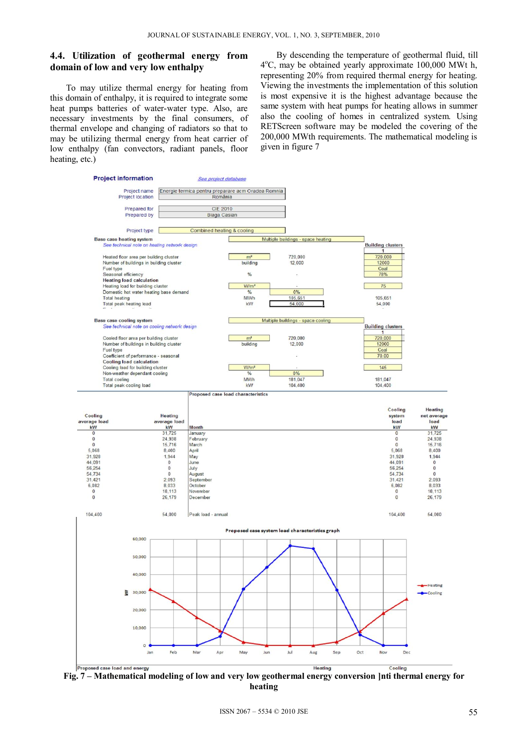### 4.4. Utilization of geothermal energy from domain of low and very low enthalpy

To may utilize thermal energy for heating from this domain of enthalpy, it is required to integrate some heat pumps batteries of water-water type. Also, are necessary investments by the final consumers, of thermal envelope and changing of radiators so that to may be utilizing thermal energy from heat carrier of low enthalpy (fan convectors, radiant panels, floor heating, etc.)

By descending the temperature of geothermal fluid, till 4$^{o}$C, may be obtained yearly approximate 100,000 MWt h, representing 20% from required thermal energy for heating. Viewing the investments the implementation of this solution is most expensive it is the highest advantage because the same system with heat pumps for heating allows in summer also the cooling of homes in centralized system. Using RETScreen software may be modeled the covering of the 200,000 MWth requirements. The mathematical modeling is given in figure 7

**Project information** — See project database

| | |
|---|---|
| Project name | Energie termica pentru preparare acm Oradea Romnia |
| Project location | România |
| Prepared for | CIE 2010 |
| Prepared by | Blaga Casian |
| Project type | Combined heating & cooling |

**Base case heating system** — Multiple buildings - space heating
See technical note on heating network design

| | Unit | | Building clusters 1 |
|---|---|---|---|
| Heated floor area per building cluster | m² | 720,000 | 720,000 |
| Number of buildings in building cluster | building | 12,000 | 12000 |
| Fuel type | | | Coal |
| Seasonal efficiency | % | - | 78% |
| **Heating load calculation** | | | |
| Heating load for building cluster | W/m² | - | 75 |
| Domestic hot water heating base demand | % | 0% | |
| Total heating | MWh | 105,651 | 105,651 |
| Total peak heating load | kW | 54,000 | 54,000 |

**Base case cooling system** — Multiple buildings - space cooling
See technical note on cooling network design

| | Unit | | Building clusters 1 |
|---|---|---|---|
| Cooled floor area per building cluster | m² | 720,000 | 720,000 |
| Number of buildings in building cluster | building | 12,000 | 12000 |
| Fuel type | | | Coal |
| Coefficient of performance - seasonal | | - | 70.00 |
| **Cooling load calculation** | | | |
| Cooling load for building cluster | W/m² | - | 145 |
| Non-weather dependant cooling | % | 0% | |
| Total cooling | MWh | 181,047 | 181,047 |
| Total peak cooling load | kW | 104,400 | 104,400 |

**Proposed case load characteristics**

| Cooling average load kW | Heating average load kW | Month | Cooling system load kW | Heating net average load kW |
|---|---|---|---|---|
| 0 | 31,725 | January | 0 | 31,725 |
| 0 | 24,938 | February | 0 | 24,938 |
| 0 | 15,716 | March | 0 | 15,716 |
| 5,068 | 8,400 | April | 5,068 | 8,400 |
| 31,928 | 1,944 | May | 31,928 | 1,944 |
| 44,091 | 0 | June | 44,091 | 0 |
| 56,254 | 0 | July | 56,254 | 0 |
| 54,734 | 0 | August | 54,734 | 0 |
| 31,421 | 2,093 | September | 31,421 | 2,093 |
| 6,082 | 8,033 | October | 6,082 | 8,033 |
| 0 | 18,113 | November | 0 | 18,113 |
| 0 | 26,179 | December | 0 | 26,179 |
| 104,400 | 54,000 | Peak load - annual | 104,400 | 54,000 |

Proposed case system load characteristics graph

Proposed case load and energy — Heating — Cooling

**Fig. 7 – Mathematical modeling of low and very low geothermal energy conversion ]nti thermal energy for heating**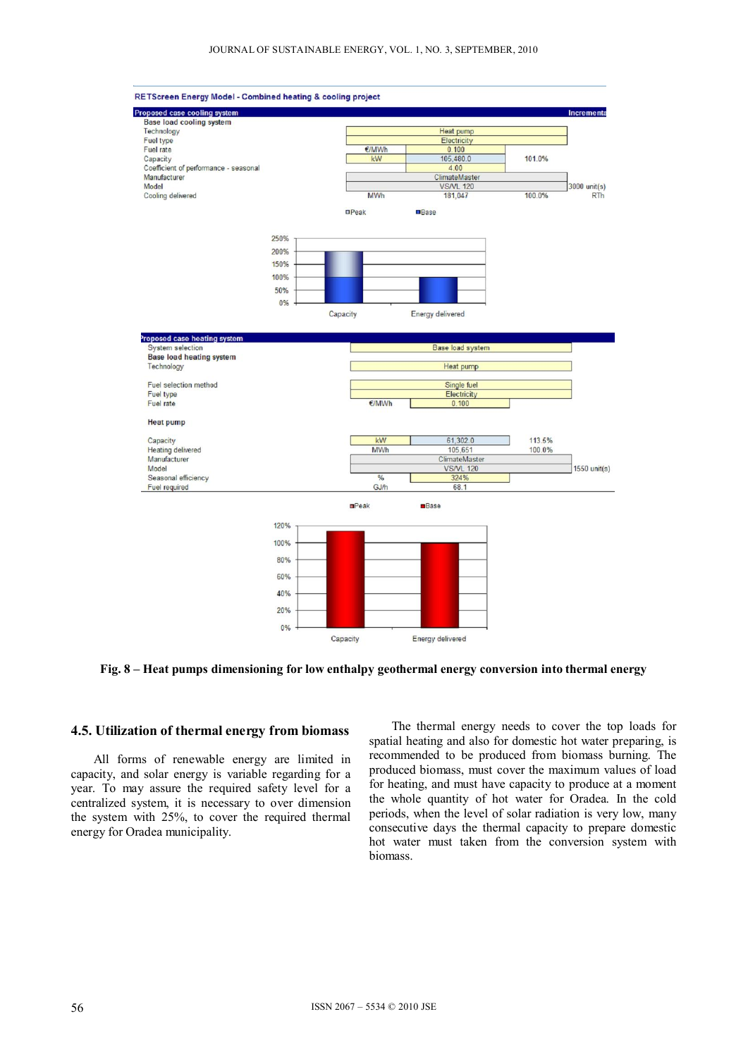RETScreen Energy Model - Combined heating & cooling project

| Proposed case cooling system | | | | Increments |
|---|---|---|---|---|
| **Base load cooling system** | | | | |
| Technology | | Heat pump | | |
| Fuel type | | Electricity | | |
| Fuel rate | €/MWh | 0.100 | | |
| Capacity | kW | 105,480.0 | 101.0% | |
| Coefficient of performance - seasonal | | 4.00 | | |
| Manufacturer | | ClimateMaster | | |
| Model | | VS/VL 120 | | 3000 unit(s) |
| Cooling delivered | MWh | 181,047 | 100.0% | RTh |

| Proposed case heating system | | | |
|---|---|---|---|
| System selection | | Base load system | |
| **Base load heating system** | | | |
| Technology | | Heat pump | |
| Fuel selection method | | Single fuel | |
| Fuel type | | Electricity | |
| Fuel rate | €/MWh | 0.100 | |
| **Heat pump** | | | |
| Capacity | kW | 61,302.0 | 113.6% |
| Heating delivered | MWh | 105,651 | 100.0% |
| Manufacturer | | ClimateMaster | |
| Model | | VS/VL 120 | 1550 unit(s) |
| Seasonal efficiency | % | 324% | |
| Fuel required | GJ/h | 68.1 | |

**Fig. 8 – Heat pumps dimensioning for low enthalpy geothermal energy conversion into thermal energy**

## 4.5. Utilization of thermal energy from biomass

All forms of renewable energy are limited in capacity, and solar energy is variable regarding for a year. To may assure the required safety level for a centralized system, it is necessary to over dimension the system with 25%, to cover the required thermal energy for Oradea municipality.

The thermal energy needs to cover the top loads for spatial heating and also for domestic hot water preparing, is recommended to be produced from biomass burning. The produced biomass, must cover the maximum values of load for heating, and must have capacity to produce at a moment the whole quantity of hot water for Oradea. In the cold periods, when the level of solar radiation is very low, many consecutive days the thermal capacity to prepare domestic hot water must taken from the conversion system with biomass.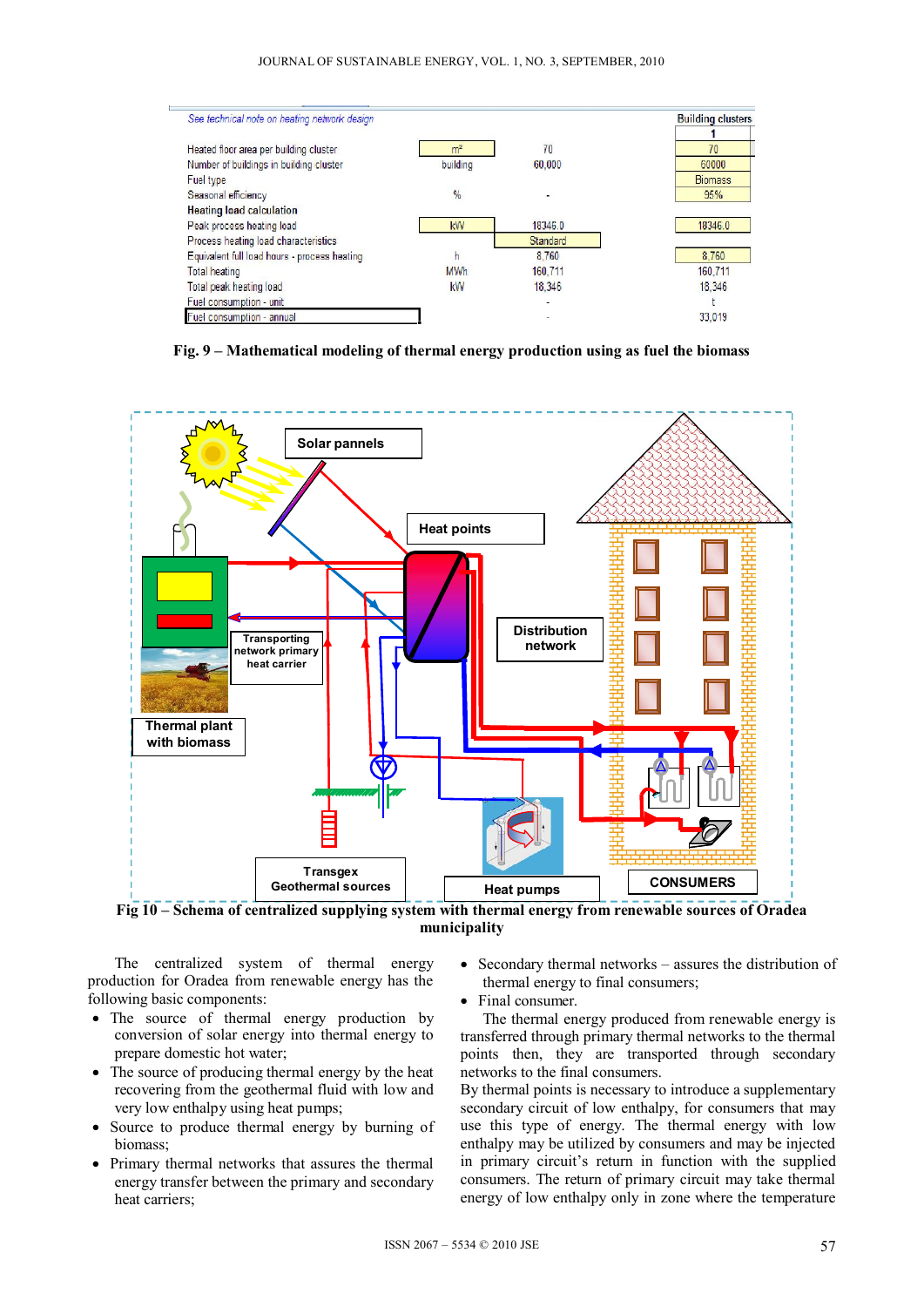| See technical note on heating network design | | | Building clusters |
|---|---|---|---|
| | | | 1 |
| Heated floor area per building cluster | m² | 70 | 70 |
| Number of buildings in building cluster | building | 60,000 | 60000 |
| Fuel type | | | Biomass |
| Seasonal efficiency | % | - | 95% |
| **Heating load calculation** | | | |
| Peak process heating load | kW | 18346.0 | 18346.0 |
| Process heating load characteristics | | Standard | |
| Equivalent full load hours - process heating | h | 8,760 | 8,760 |
| Total heating | MWh | 160,711 | 160,711 |
| Total peak heating load | kW | 18,346 | 18,346 |
| Fuel consumption - unit | | - | t |
| Fuel consumption - annual | | - | 33,019 |

**Fig. 9 – Mathematical modeling of thermal energy production using as fuel the biomass**

**Fig 10 – Schema of centralized supplying system with thermal energy from renewable sources of Oradea municipality**

The centralized system of thermal energy production for Oradea from renewable energy has the following basic components:

- The source of thermal energy production by conversion of solar energy into thermal energy to prepare domestic hot water;
- The source of producing thermal energy by the heat recovering from the geothermal fluid with low and very low enthalpy using heat pumps;
- Source to produce thermal energy by burning of biomass;
- Primary thermal networks that assures the thermal energy transfer between the primary and secondary heat carriers;
- Secondary thermal networks – assures the distribution of thermal energy to final consumers;
- Final consumer.

The thermal energy produced from renewable energy is transferred through primary thermal networks to the thermal points then, they are transported through secondary networks to the final consumers.
By thermal points is necessary to introduce a supplementary secondary circuit of low enthalpy, for consumers that may use this type of energy. The thermal energy with low enthalpy may be utilized by consumers and may be injected in primary circuit's return in function with the supplied consumers. The return of primary circuit may take thermal energy of low enthalpy only in zone where the temperature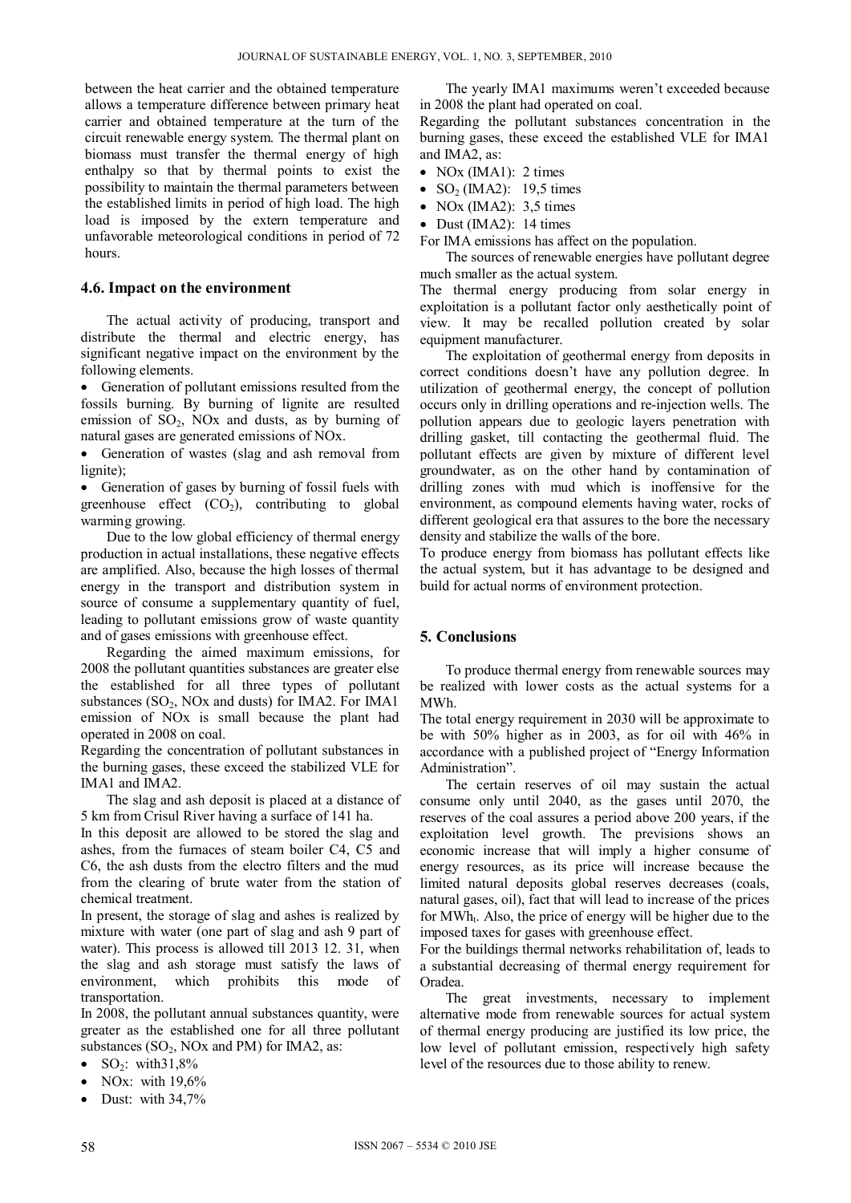between the heat carrier and the obtained temperature allows a temperature difference between primary heat carrier and obtained temperature at the turn of the circuit renewable energy system. The thermal plant on biomass must transfer the thermal energy of high enthalpy so that by thermal points to exist the possibility to maintain the thermal parameters between the established limits in period of high load. The high load is imposed by the extern temperature and unfavorable meteorological conditions in period of 72 hours.

### 4.6. Impact on the environment

The actual activity of producing, transport and distribute the thermal and electric energy, has significant negative impact on the environment by the following elements.

- Generation of pollutant emissions resulted from the fossils burning. By burning of lignite are resulted emission of $SO_2$, NOx and dusts, as by burning of natural gases are generated emissions of NOx.
- Generation of wastes (slag and ash removal from lignite);
- Generation of gases by burning of fossil fuels with greenhouse effect ($CO_2$), contributing to global warming growing.

Due to the low global efficiency of thermal energy production in actual installations, these negative effects are amplified. Also, because the high losses of thermal energy in the transport and distribution system in source of consume a supplementary quantity of fuel, leading to pollutant emissions grow of waste quantity and of gases emissions with greenhouse effect.

Regarding the aimed maximum emissions, for 2008 the pollutant quantities substances are greater else the established for all three types of pollutant substances ($SO_2$, NOx and dusts) for IMA2. For IMA1 emission of NOx is small because the plant had operated in 2008 on coal.

Regarding the concentration of pollutant substances in the burning gases, these exceed the stabilized VLE for IMA1 and IMA2.

The slag and ash deposit is placed at a distance of 5 km from Crisul River having a surface of 141 ha.

In this deposit are allowed to be stored the slag and ashes, from the furnaces of steam boiler C4, C5 and C6, the ash dusts from the electro filters and the mud from the clearing of brute water from the station of chemical treatment.

In present, the storage of slag and ashes is realized by mixture with water (one part of slag and ash 9 part of water). This process is allowed till 2013 12. 31, when the slag and ash storage must satisfy the laws of environment, which prohibits this mode of transportation.

In 2008, the pollutant annual substances quantity, were greater as the established one for all three pollutant substances ($SO_2$, NOx and PM) for IMA2, as:

- $SO_2$: with31,8%
- NOx: with 19,6%
- Dust: with 34,7%

The yearly IMA1 maximums weren't exceeded because in 2008 the plant had operated on coal.

Regarding the pollutant substances concentration in the burning gases, these exceed the established VLE for IMA1 and IMA2, as:

- NOx (IMA1): 2 times
- $SO_2$ (IMA2): 19,5 times
- NOx (IMA2): 3,5 times
- Dust (IMA2): 14 times

For IMA emissions has affect on the population.

The sources of renewable energies have pollutant degree much smaller as the actual system.

The thermal energy producing from solar energy in exploitation is a pollutant factor only aesthetically point of view. It may be recalled pollution created by solar equipment manufacturer.

The exploitation of geothermal energy from deposits in correct conditions doesn't have any pollution degree. In utilization of geothermal energy, the concept of pollution occurs only in drilling operations and re-injection wells. The pollution appears due to geologic layers penetration with drilling gasket, till contacting the geothermal fluid. The pollutant effects are given by mixture of different level groundwater, as on the other hand by contamination of drilling zones with mud which is inoffensive for the environment, as compound elements having water, rocks of different geological era that assures to the bore the necessary density and stabilize the walls of the bore.

To produce energy from biomass has pollutant effects like the actual system, but it has advantage to be designed and build for actual norms of environment protection.

## 5. Conclusions

To produce thermal energy from renewable sources may be realized with lower costs as the actual systems for a MWh.

The total energy requirement in 2030 will be approximate to be with 50% higher as in 2003, as for oil with 46% in accordance with a published project of "Energy Information Administration".

The certain reserves of oil may sustain the actual consume only until 2040, as the gases until 2070, the reserves of the coal assures a period above 200 years, if the exploitation level growth. The previsions shows an economic increase that will imply a higher consume of energy resources, as its price will increase because the limited natural deposits global reserves decreases (coals, natural gases, oil), fact that will lead to increase of the prices for $MWh_t$. Also, the price of energy will be higher due to the imposed taxes for gases with greenhouse effect.

For the buildings thermal networks rehabilitation of, leads to a substantial decreasing of thermal energy requirement for Oradea.

The great investments, necessary to implement alternative mode from renewable sources for actual system of thermal energy producing are justified its low price, the low level of pollutant emission, respectively high safety level of the resources due to those ability to renew.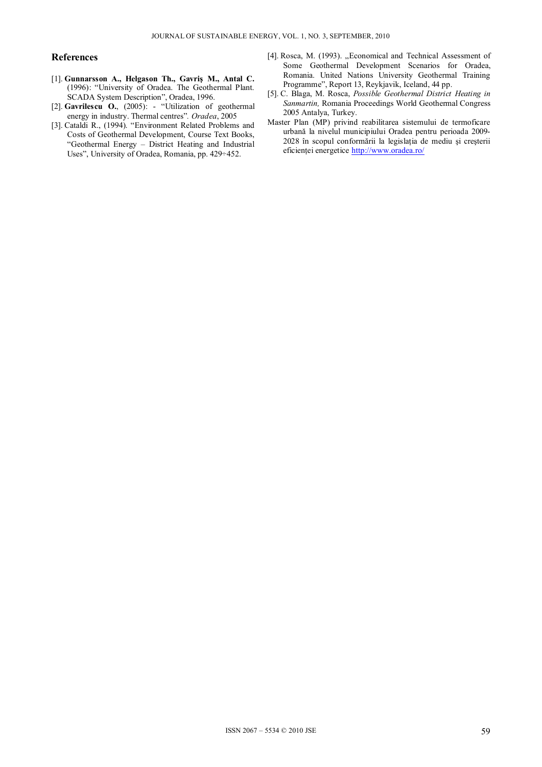## References

[1]. **Gunnarsson A., Helgason Th., Gavriş M., Antal C.** (1996): "University of Oradea. The Geothermal Plant. SCADA System Description", Oradea, 1996.

[2]. **Gavrilescu O.**, (2005): - "Utilization of geothermal energy in industry. Thermal centres". *Oradea*, 2005

[3]. Cataldi R., (1994). "Environment Related Problems and Costs of Geothermal Development, Course Text Books, "Geothermal Energy – District Heating and Industrial Uses", University of Oradea, Romania, pp. 429÷452.

[4]. Rosca, M. (1993). „Economical and Technical Assessment of Some Geothermal Development Scenarios for Oradea, Romania. United Nations University Geothermal Training Programme", Report 13, Reykjavik, Iceland, 44 pp.

[5]. C. Blaga, M. Rosca, *Possible Geothermal District Heating in Sanmartin,* Romania Proceedings World Geothermal Congress 2005 Antalya, Turkey.

Master Plan (MP) privind reabilitarea sistemului de termoficare urbană la nivelul municipiului Oradea pentru perioada 2009-2028 în scopul conformării la legislaţia de mediu şi creşterii eficienţei energetice http://www.oradea.ro/